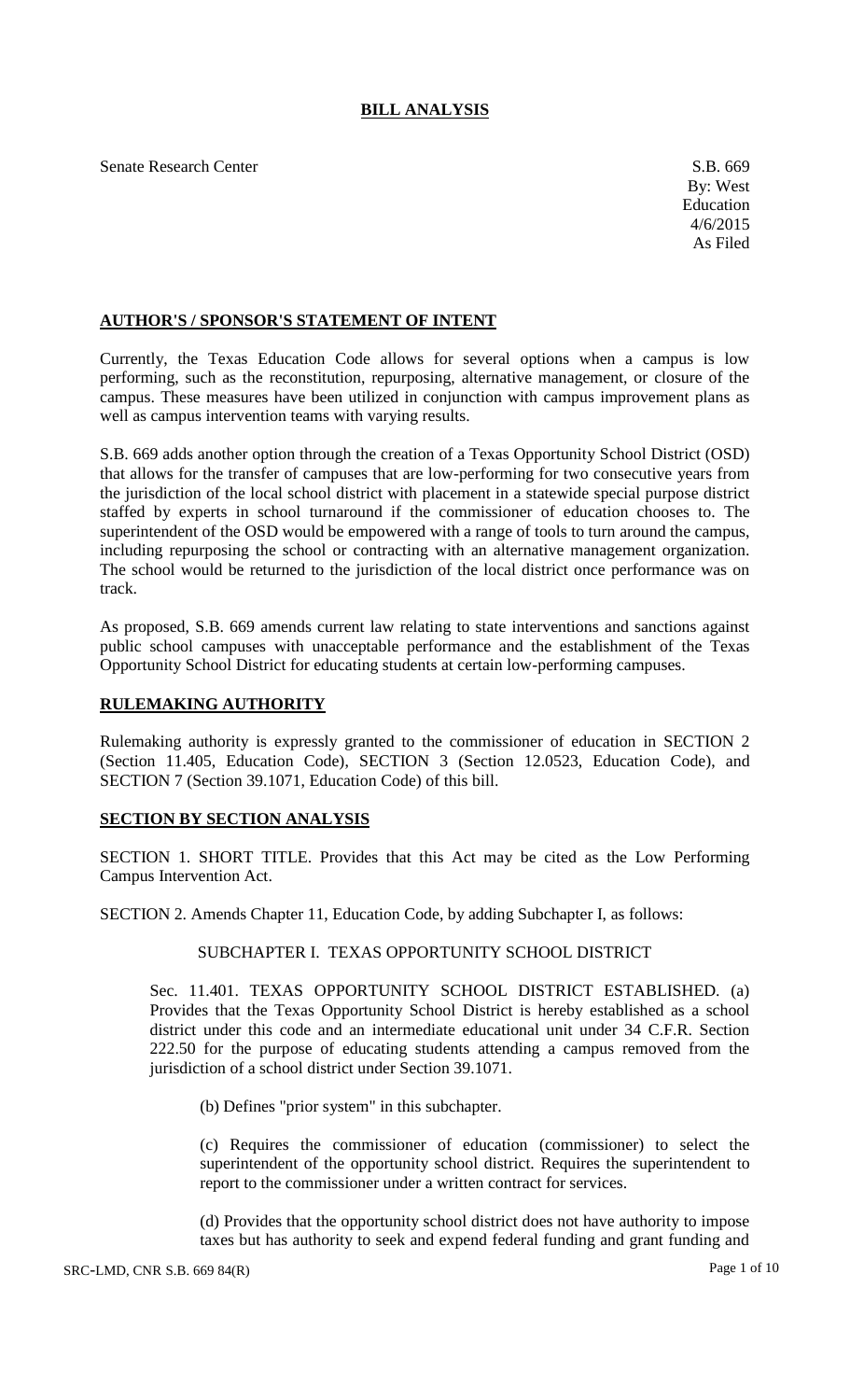# BILL ANALYSIS

Senate Research Center

S.B. 669
By: West
Education
4/6/2015
As Filed

## AUTHOR'S / SPONSOR'S STATEMENT OF INTENT

Currently, the Texas Education Code allows for several options when a campus is low performing, such as the reconstitution, repurposing, alternative management, or closure of the campus. These measures have been utilized in conjunction with campus improvement plans as well as campus intervention teams with varying results.

S.B. 669 adds another option through the creation of a Texas Opportunity School District (OSD) that allows for the transfer of campuses that are low-performing for two consecutive years from the jurisdiction of the local school district with placement in a statewide special purpose district staffed by experts in school turnaround if the commissioner of education chooses to. The superintendent of the OSD would be empowered with a range of tools to turn around the campus, including repurposing the school or contracting with an alternative management organization. The school would be returned to the jurisdiction of the local district once performance was on track.

As proposed, S.B. 669 amends current law relating to state interventions and sanctions against public school campuses with unacceptable performance and the establishment of the Texas Opportunity School District for educating students at certain low-performing campuses.

## RULEMAKING AUTHORITY

Rulemaking authority is expressly granted to the commissioner of education in SECTION 2 (Section 11.405, Education Code), SECTION 3 (Section 12.0523, Education Code), and SECTION 7 (Section 39.1071, Education Code) of this bill.

## SECTION BY SECTION ANALYSIS

SECTION 1. SHORT TITLE. Provides that this Act may be cited as the Low Performing Campus Intervention Act.

SECTION 2. Amends Chapter 11, Education Code, by adding Subchapter I, as follows:

SUBCHAPTER I. TEXAS OPPORTUNITY SCHOOL DISTRICT

Sec. 11.401. TEXAS OPPORTUNITY SCHOOL DISTRICT ESTABLISHED. (a) Provides that the Texas Opportunity School District is hereby established as a school district under this code and an intermediate educational unit under 34 C.F.R. Section 222.50 for the purpose of educating students attending a campus removed from the jurisdiction of a school district under Section 39.1071.

(b) Defines "prior system" in this subchapter.

(c) Requires the commissioner of education (commissioner) to select the superintendent of the opportunity school district. Requires the superintendent to report to the commissioner under a written contract for services.

(d) Provides that the opportunity school district does not have authority to impose taxes but has authority to seek and expend federal funding and grant funding and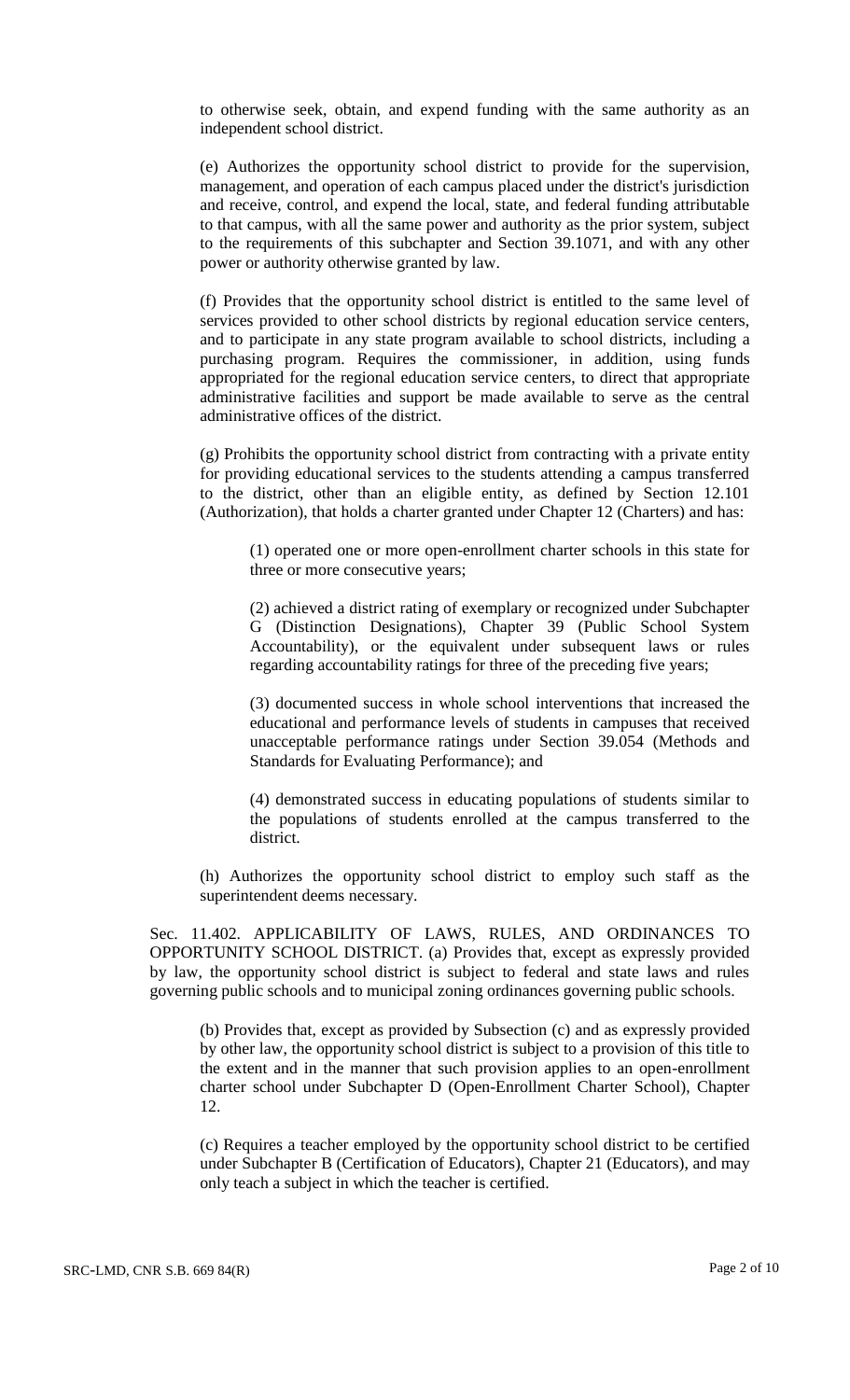to otherwise seek, obtain, and expend funding with the same authority as an independent school district.

(e) Authorizes the opportunity school district to provide for the supervision, management, and operation of each campus placed under the district's jurisdiction and receive, control, and expend the local, state, and federal funding attributable to that campus, with all the same power and authority as the prior system, subject to the requirements of this subchapter and Section 39.1071, and with any other power or authority otherwise granted by law.

(f) Provides that the opportunity school district is entitled to the same level of services provided to other school districts by regional education service centers, and to participate in any state program available to school districts, including a purchasing program. Requires the commissioner, in addition, using funds appropriated for the regional education service centers, to direct that appropriate administrative facilities and support be made available to serve as the central administrative offices of the district.

(g) Prohibits the opportunity school district from contracting with a private entity for providing educational services to the students attending a campus transferred to the district, other than an eligible entity, as defined by Section 12.101 (Authorization), that holds a charter granted under Chapter 12 (Charters) and has:

(1) operated one or more open-enrollment charter schools in this state for three or more consecutive years;

(2) achieved a district rating of exemplary or recognized under Subchapter G (Distinction Designations), Chapter 39 (Public School System Accountability), or the equivalent under subsequent laws or rules regarding accountability ratings for three of the preceding five years;

(3) documented success in whole school interventions that increased the educational and performance levels of students in campuses that received unacceptable performance ratings under Section 39.054 (Methods and Standards for Evaluating Performance); and

(4) demonstrated success in educating populations of students similar to the populations of students enrolled at the campus transferred to the district.

(h) Authorizes the opportunity school district to employ such staff as the superintendent deems necessary.

Sec. 11.402. APPLICABILITY OF LAWS, RULES, AND ORDINANCES TO OPPORTUNITY SCHOOL DISTRICT. (a) Provides that, except as expressly provided by law, the opportunity school district is subject to federal and state laws and rules governing public schools and to municipal zoning ordinances governing public schools.

(b) Provides that, except as provided by Subsection (c) and as expressly provided by other law, the opportunity school district is subject to a provision of this title to the extent and in the manner that such provision applies to an open-enrollment charter school under Subchapter D (Open-Enrollment Charter School), Chapter 12.

(c) Requires a teacher employed by the opportunity school district to be certified under Subchapter B (Certification of Educators), Chapter 21 (Educators), and may only teach a subject in which the teacher is certified.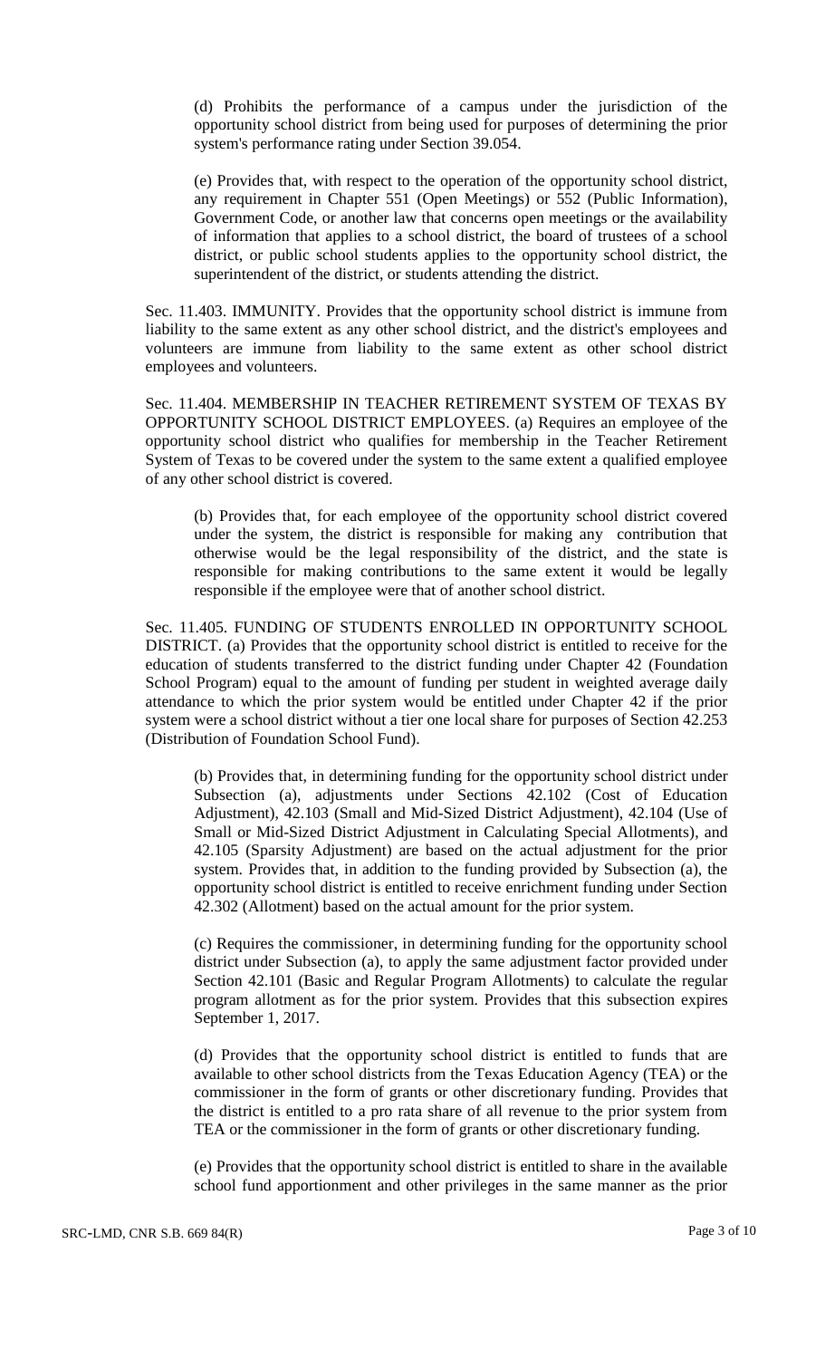(d) Prohibits the performance of a campus under the jurisdiction of the opportunity school district from being used for purposes of determining the prior system's performance rating under Section 39.054.

(e) Provides that, with respect to the operation of the opportunity school district, any requirement in Chapter 551 (Open Meetings) or 552 (Public Information), Government Code, or another law that concerns open meetings or the availability of information that applies to a school district, the board of trustees of a school district, or public school students applies to the opportunity school district, the superintendent of the district, or students attending the district.

Sec. 11.403. IMMUNITY. Provides that the opportunity school district is immune from liability to the same extent as any other school district, and the district's employees and volunteers are immune from liability to the same extent as other school district employees and volunteers.

Sec. 11.404. MEMBERSHIP IN TEACHER RETIREMENT SYSTEM OF TEXAS BY OPPORTUNITY SCHOOL DISTRICT EMPLOYEES. (a) Requires an employee of the opportunity school district who qualifies for membership in the Teacher Retirement System of Texas to be covered under the system to the same extent a qualified employee of any other school district is covered.

(b) Provides that, for each employee of the opportunity school district covered under the system, the district is responsible for making any contribution that otherwise would be the legal responsibility of the district, and the state is responsible for making contributions to the same extent it would be legally responsible if the employee were that of another school district.

Sec. 11.405. FUNDING OF STUDENTS ENROLLED IN OPPORTUNITY SCHOOL DISTRICT. (a) Provides that the opportunity school district is entitled to receive for the education of students transferred to the district funding under Chapter 42 (Foundation School Program) equal to the amount of funding per student in weighted average daily attendance to which the prior system would be entitled under Chapter 42 if the prior system were a school district without a tier one local share for purposes of Section 42.253 (Distribution of Foundation School Fund).

(b) Provides that, in determining funding for the opportunity school district under Subsection (a), adjustments under Sections 42.102 (Cost of Education Adjustment), 42.103 (Small and Mid-Sized District Adjustment), 42.104 (Use of Small or Mid-Sized District Adjustment in Calculating Special Allotments), and 42.105 (Sparsity Adjustment) are based on the actual adjustment for the prior system. Provides that, in addition to the funding provided by Subsection (a), the opportunity school district is entitled to receive enrichment funding under Section 42.302 (Allotment) based on the actual amount for the prior system.

(c) Requires the commissioner, in determining funding for the opportunity school district under Subsection (a), to apply the same adjustment factor provided under Section 42.101 (Basic and Regular Program Allotments) to calculate the regular program allotment as for the prior system. Provides that this subsection expires September 1, 2017.

(d) Provides that the opportunity school district is entitled to funds that are available to other school districts from the Texas Education Agency (TEA) or the commissioner in the form of grants or other discretionary funding. Provides that the district is entitled to a pro rata share of all revenue to the prior system from TEA or the commissioner in the form of grants or other discretionary funding.

(e) Provides that the opportunity school district is entitled to share in the available school fund apportionment and other privileges in the same manner as the prior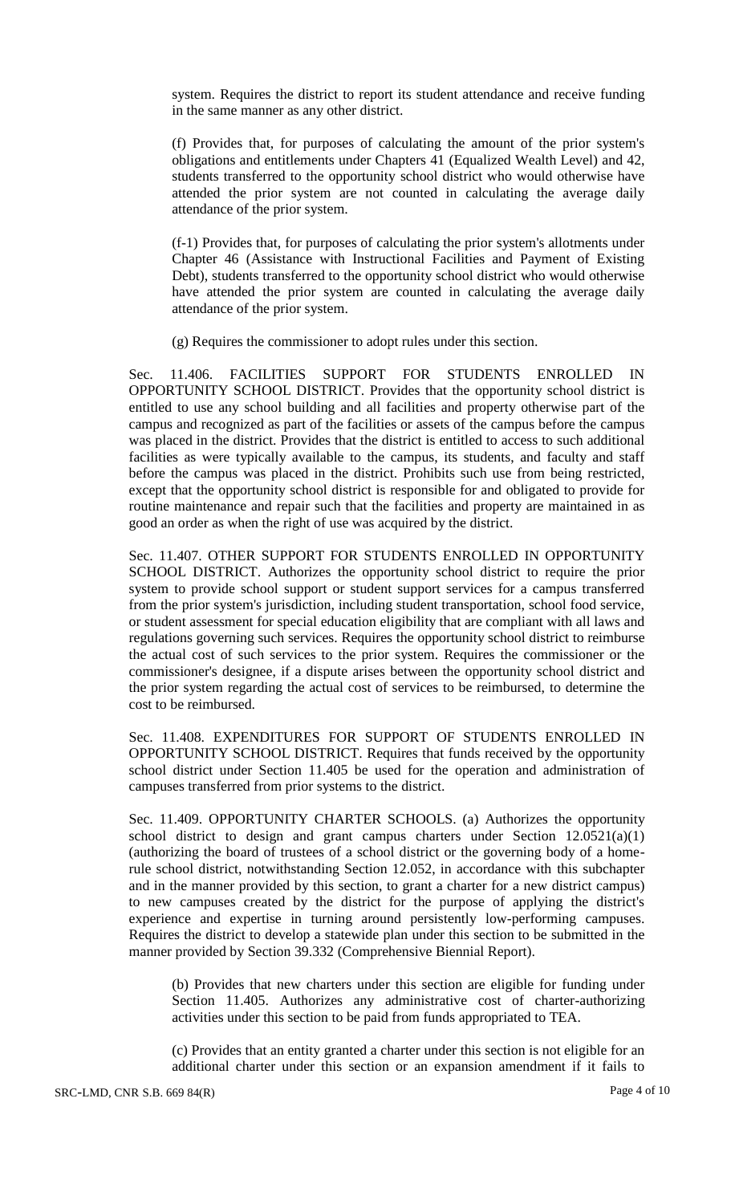system. Requires the district to report its student attendance and receive funding in the same manner as any other district.

(f) Provides that, for purposes of calculating the amount of the prior system's obligations and entitlements under Chapters 41 (Equalized Wealth Level) and 42, students transferred to the opportunity school district who would otherwise have attended the prior system are not counted in calculating the average daily attendance of the prior system.

(f-1) Provides that, for purposes of calculating the prior system's allotments under Chapter 46 (Assistance with Instructional Facilities and Payment of Existing Debt), students transferred to the opportunity school district who would otherwise have attended the prior system are counted in calculating the average daily attendance of the prior system.

(g) Requires the commissioner to adopt rules under this section.

Sec. 11.406. FACILITIES SUPPORT FOR STUDENTS ENROLLED IN OPPORTUNITY SCHOOL DISTRICT. Provides that the opportunity school district is entitled to use any school building and all facilities and property otherwise part of the campus and recognized as part of the facilities or assets of the campus before the campus was placed in the district. Provides that the district is entitled to access to such additional facilities as were typically available to the campus, its students, and faculty and staff before the campus was placed in the district. Prohibits such use from being restricted, except that the opportunity school district is responsible for and obligated to provide for routine maintenance and repair such that the facilities and property are maintained in as good an order as when the right of use was acquired by the district.

Sec. 11.407. OTHER SUPPORT FOR STUDENTS ENROLLED IN OPPORTUNITY SCHOOL DISTRICT. Authorizes the opportunity school district to require the prior system to provide school support or student support services for a campus transferred from the prior system's jurisdiction, including student transportation, school food service, or student assessment for special education eligibility that are compliant with all laws and regulations governing such services. Requires the opportunity school district to reimburse the actual cost of such services to the prior system. Requires the commissioner or the commissioner's designee, if a dispute arises between the opportunity school district and the prior system regarding the actual cost of services to be reimbursed, to determine the cost to be reimbursed.

Sec. 11.408. EXPENDITURES FOR SUPPORT OF STUDENTS ENROLLED IN OPPORTUNITY SCHOOL DISTRICT. Requires that funds received by the opportunity school district under Section 11.405 be used for the operation and administration of campuses transferred from prior systems to the district.

Sec. 11.409. OPPORTUNITY CHARTER SCHOOLS. (a) Authorizes the opportunity school district to design and grant campus charters under Section 12.0521(a)(1) (authorizing the board of trustees of a school district or the governing body of a home-rule school district, notwithstanding Section 12.052, in accordance with this subchapter and in the manner provided by this section, to grant a charter for a new district campus) to new campuses created by the district for the purpose of applying the district's experience and expertise in turning around persistently low-performing campuses. Requires the district to develop a statewide plan under this section to be submitted in the manner provided by Section 39.332 (Comprehensive Biennial Report).

(b) Provides that new charters under this section are eligible for funding under Section 11.405. Authorizes any administrative cost of charter-authorizing activities under this section to be paid from funds appropriated to TEA.

(c) Provides that an entity granted a charter under this section is not eligible for an additional charter under this section or an expansion amendment if it fails to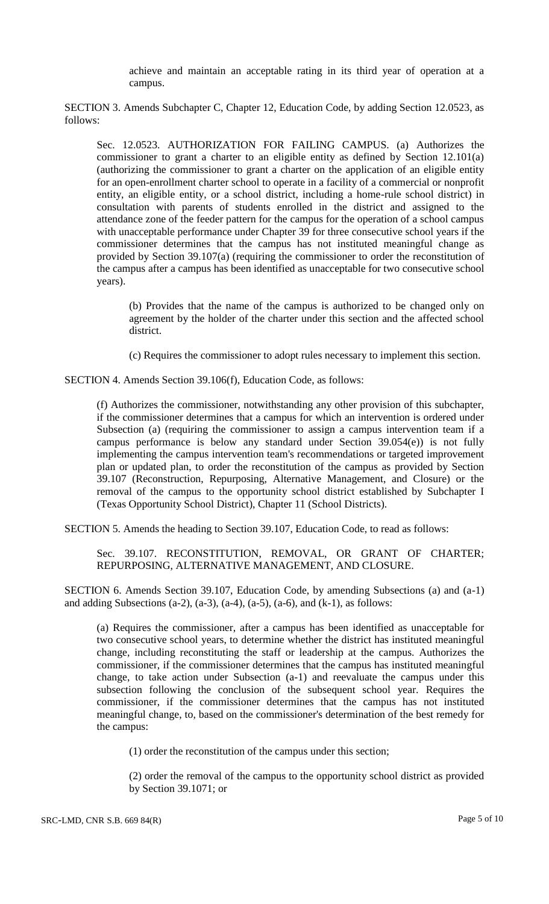achieve and maintain an acceptable rating in its third year of operation at a campus.

SECTION 3. Amends Subchapter C, Chapter 12, Education Code, by adding Section 12.0523, as follows:

Sec. 12.0523. AUTHORIZATION FOR FAILING CAMPUS. (a) Authorizes the commissioner to grant a charter to an eligible entity as defined by Section 12.101(a) (authorizing the commissioner to grant a charter on the application of an eligible entity for an open-enrollment charter school to operate in a facility of a commercial or nonprofit entity, an eligible entity, or a school district, including a home-rule school district) in consultation with parents of students enrolled in the district and assigned to the attendance zone of the feeder pattern for the campus for the operation of a school campus with unacceptable performance under Chapter 39 for three consecutive school years if the commissioner determines that the campus has not instituted meaningful change as provided by Section 39.107(a) (requiring the commissioner to order the reconstitution of the campus after a campus has been identified as unacceptable for two consecutive school years).

(b) Provides that the name of the campus is authorized to be changed only on agreement by the holder of the charter under this section and the affected school district.

(c) Requires the commissioner to adopt rules necessary to implement this section.

SECTION 4. Amends Section 39.106(f), Education Code, as follows:

(f) Authorizes the commissioner, notwithstanding any other provision of this subchapter, if the commissioner determines that a campus for which an intervention is ordered under Subsection (a) (requiring the commissioner to assign a campus intervention team if a campus performance is below any standard under Section 39.054(e)) is not fully implementing the campus intervention team's recommendations or targeted improvement plan or updated plan, to order the reconstitution of the campus as provided by Section 39.107 (Reconstruction, Repurposing, Alternative Management, and Closure) or the removal of the campus to the opportunity school district established by Subchapter I (Texas Opportunity School District), Chapter 11 (School Districts).

SECTION 5. Amends the heading to Section 39.107, Education Code, to read as follows:

Sec. 39.107. RECONSTITUTION, REMOVAL, OR GRANT OF CHARTER; REPURPOSING, ALTERNATIVE MANAGEMENT, AND CLOSURE.

SECTION 6. Amends Section 39.107, Education Code, by amending Subsections (a) and (a-1) and adding Subsections (a-2), (a-3), (a-4), (a-5), (a-6), and (k-1), as follows:

(a) Requires the commissioner, after a campus has been identified as unacceptable for two consecutive school years, to determine whether the district has instituted meaningful change, including reconstituting the staff or leadership at the campus. Authorizes the commissioner, if the commissioner determines that the campus has instituted meaningful change, to take action under Subsection (a-1) and reevaluate the campus under this subsection following the conclusion of the subsequent school year. Requires the commissioner, if the commissioner determines that the campus has not instituted meaningful change, to, based on the commissioner's determination of the best remedy for the campus:

(1) order the reconstitution of the campus under this section;

(2) order the removal of the campus to the opportunity school district as provided by Section 39.1071; or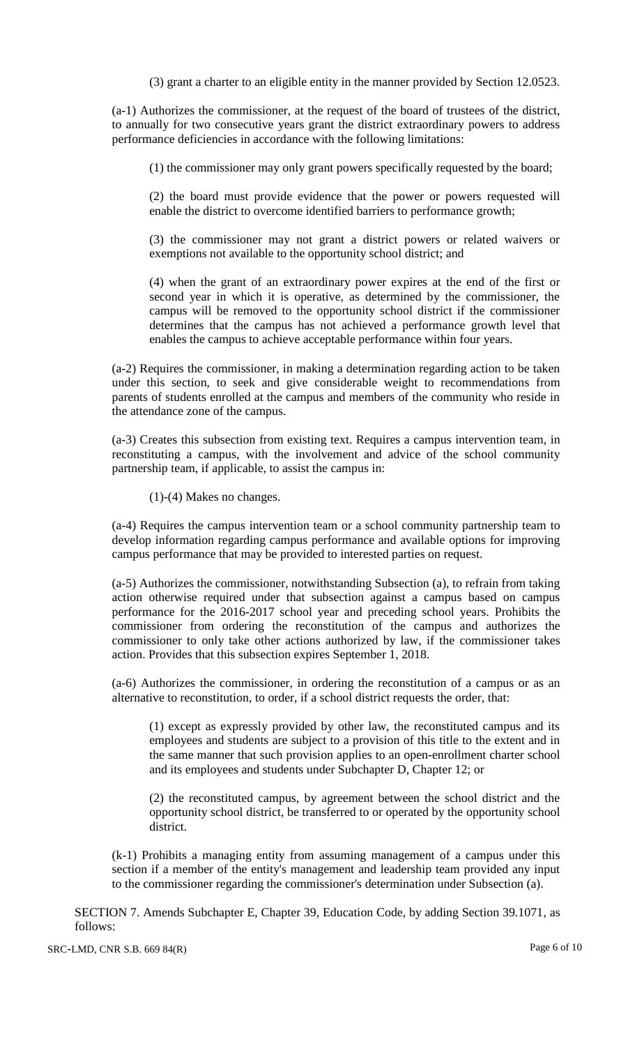(3) grant a charter to an eligible entity in the manner provided by Section 12.0523.

(a-1) Authorizes the commissioner, at the request of the board of trustees of the district, to annually for two consecutive years grant the district extraordinary powers to address performance deficiencies in accordance with the following limitations:

(1) the commissioner may only grant powers specifically requested by the board;

(2) the board must provide evidence that the power or powers requested will enable the district to overcome identified barriers to performance growth;

(3) the commissioner may not grant a district powers or related waivers or exemptions not available to the opportunity school district; and

(4) when the grant of an extraordinary power expires at the end of the first or second year in which it is operative, as determined by the commissioner, the campus will be removed to the opportunity school district if the commissioner determines that the campus has not achieved a performance growth level that enables the campus to achieve acceptable performance within four years.

(a-2) Requires the commissioner, in making a determination regarding action to be taken under this section, to seek and give considerable weight to recommendations from parents of students enrolled at the campus and members of the community who reside in the attendance zone of the campus.

(a-3) Creates this subsection from existing text. Requires a campus intervention team, in reconstituting a campus, with the involvement and advice of the school community partnership team, if applicable, to assist the campus in:

(1)-(4) Makes no changes.

(a-4) Requires the campus intervention team or a school community partnership team to develop information regarding campus performance and available options for improving campus performance that may be provided to interested parties on request.

(a-5) Authorizes the commissioner, notwithstanding Subsection (a), to refrain from taking action otherwise required under that subsection against a campus based on campus performance for the 2016-2017 school year and preceding school years. Prohibits the commissioner from ordering the reconstitution of the campus and authorizes the commissioner to only take other actions authorized by law, if the commissioner takes action. Provides that this subsection expires September 1, 2018.

(a-6) Authorizes the commissioner, in ordering the reconstitution of a campus or as an alternative to reconstitution, to order, if a school district requests the order, that:

(1) except as expressly provided by other law, the reconstituted campus and its employees and students are subject to a provision of this title to the extent and in the same manner that such provision applies to an open-enrollment charter school and its employees and students under Subchapter D, Chapter 12; or

(2) the reconstituted campus, by agreement between the school district and the opportunity school district, be transferred to or operated by the opportunity school district.

(k-1) Prohibits a managing entity from assuming management of a campus under this section if a member of the entity's management and leadership team provided any input to the commissioner regarding the commissioner's determination under Subsection (a).

SECTION 7. Amends Subchapter E, Chapter 39, Education Code, by adding Section 39.1071, as follows: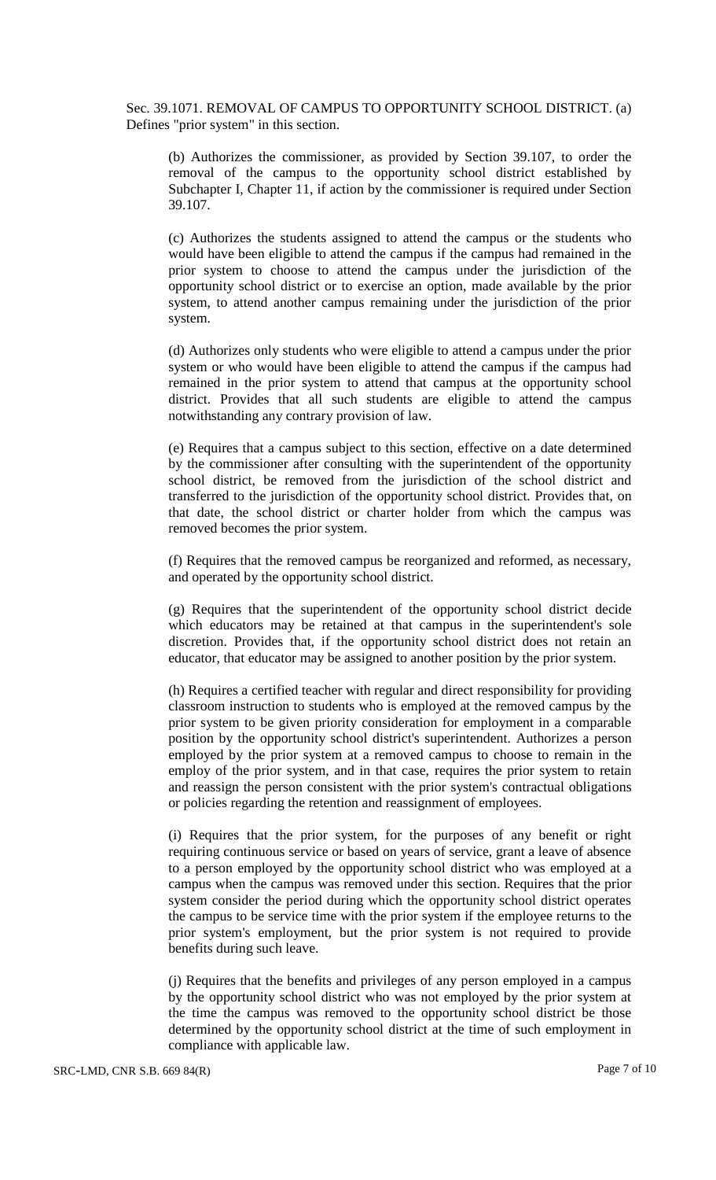Sec. 39.1071. REMOVAL OF CAMPUS TO OPPORTUNITY SCHOOL DISTRICT. (a) Defines "prior system" in this section.

(b) Authorizes the commissioner, as provided by Section 39.107, to order the removal of the campus to the opportunity school district established by Subchapter I, Chapter 11, if action by the commissioner is required under Section 39.107.

(c) Authorizes the students assigned to attend the campus or the students who would have been eligible to attend the campus if the campus had remained in the prior system to choose to attend the campus under the jurisdiction of the opportunity school district or to exercise an option, made available by the prior system, to attend another campus remaining under the jurisdiction of the prior system.

(d) Authorizes only students who were eligible to attend a campus under the prior system or who would have been eligible to attend the campus if the campus had remained in the prior system to attend that campus at the opportunity school district. Provides that all such students are eligible to attend the campus notwithstanding any contrary provision of law.

(e) Requires that a campus subject to this section, effective on a date determined by the commissioner after consulting with the superintendent of the opportunity school district, be removed from the jurisdiction of the school district and transferred to the jurisdiction of the opportunity school district. Provides that, on that date, the school district or charter holder from which the campus was removed becomes the prior system.

(f) Requires that the removed campus be reorganized and reformed, as necessary, and operated by the opportunity school district.

(g) Requires that the superintendent of the opportunity school district decide which educators may be retained at that campus in the superintendent's sole discretion. Provides that, if the opportunity school district does not retain an educator, that educator may be assigned to another position by the prior system.

(h) Requires a certified teacher with regular and direct responsibility for providing classroom instruction to students who is employed at the removed campus by the prior system to be given priority consideration for employment in a comparable position by the opportunity school district's superintendent. Authorizes a person employed by the prior system at a removed campus to choose to remain in the employ of the prior system, and in that case, requires the prior system to retain and reassign the person consistent with the prior system's contractual obligations or policies regarding the retention and reassignment of employees.

(i) Requires that the prior system, for the purposes of any benefit or right requiring continuous service or based on years of service, grant a leave of absence to a person employed by the opportunity school district who was employed at a campus when the campus was removed under this section. Requires that the prior system consider the period during which the opportunity school district operates the campus to be service time with the prior system if the employee returns to the prior system's employment, but the prior system is not required to provide benefits during such leave.

(j) Requires that the benefits and privileges of any person employed in a campus by the opportunity school district who was not employed by the prior system at the time the campus was removed to the opportunity school district be those determined by the opportunity school district at the time of such employment in compliance with applicable law.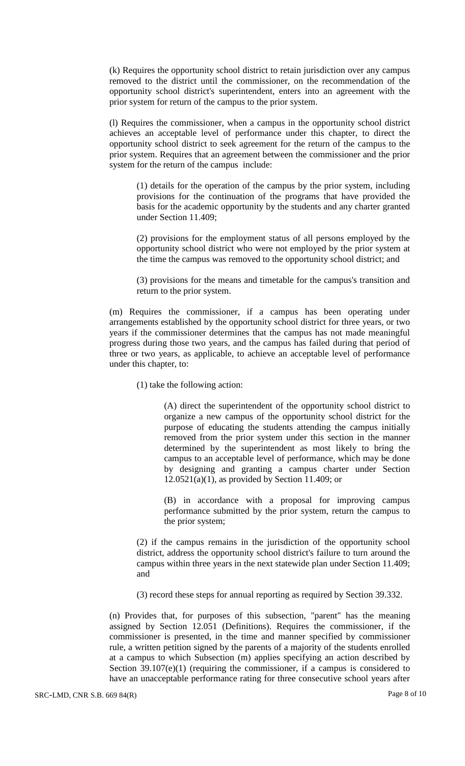(k) Requires the opportunity school district to retain jurisdiction over any campus removed to the district until the commissioner, on the recommendation of the opportunity school district's superintendent, enters into an agreement with the prior system for return of the campus to the prior system.

(l) Requires the commissioner, when a campus in the opportunity school district achieves an acceptable level of performance under this chapter, to direct the opportunity school district to seek agreement for the return of the campus to the prior system. Requires that an agreement between the commissioner and the prior system for the return of the campus include:

> (1) details for the operation of the campus by the prior system, including provisions for the continuation of the programs that have provided the basis for the academic opportunity by the students and any charter granted under Section 11.409;
>
> (2) provisions for the employment status of all persons employed by the opportunity school district who were not employed by the prior system at the time the campus was removed to the opportunity school district; and
>
> (3) provisions for the means and timetable for the campus's transition and return to the prior system.

(m) Requires the commissioner, if a campus has been operating under arrangements established by the opportunity school district for three years, or two years if the commissioner determines that the campus has not made meaningful progress during those two years, and the campus has failed during that period of three or two years, as applicable, to achieve an acceptable level of performance under this chapter, to:

> (1) take the following action:
>
> > (A) direct the superintendent of the opportunity school district to organize a new campus of the opportunity school district for the purpose of educating the students attending the campus initially removed from the prior system under this section in the manner determined by the superintendent as most likely to bring the campus to an acceptable level of performance, which may be done by designing and granting a campus charter under Section 12.0521(a)(1), as provided by Section 11.409; or
> >
> > (B) in accordance with a proposal for improving campus performance submitted by the prior system, return the campus to the prior system;
>
> (2) if the campus remains in the jurisdiction of the opportunity school district, address the opportunity school district's failure to turn around the campus within three years in the next statewide plan under Section 11.409; and
>
> (3) record these steps for annual reporting as required by Section 39.332.

(n) Provides that, for purposes of this subsection, "parent" has the meaning assigned by Section 12.051 (Definitions). Requires the commissioner, if the commissioner is presented, in the time and manner specified by commissioner rule, a written petition signed by the parents of a majority of the students enrolled at a campus to which Subsection (m) applies specifying an action described by Section 39.107(e)(1) (requiring the commissioner, if a campus is considered to have an unacceptable performance rating for three consecutive school years after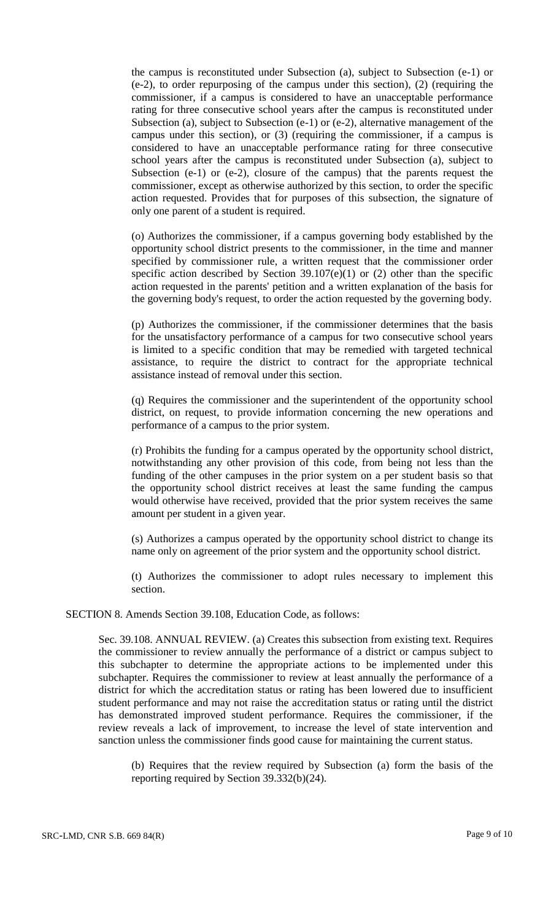the campus is reconstituted under Subsection (a), subject to Subsection (e-1) or (e-2), to order repurposing of the campus under this section), (2) (requiring the commissioner, if a campus is considered to have an unacceptable performance rating for three consecutive school years after the campus is reconstituted under Subsection (a), subject to Subsection (e-1) or (e-2), alternative management of the campus under this section), or (3) (requiring the commissioner, if a campus is considered to have an unacceptable performance rating for three consecutive school years after the campus is reconstituted under Subsection (a), subject to Subsection (e-1) or (e-2), closure of the campus) that the parents request the commissioner, except as otherwise authorized by this section, to order the specific action requested. Provides that for purposes of this subsection, the signature of only one parent of a student is required.

(o) Authorizes the commissioner, if a campus governing body established by the opportunity school district presents to the commissioner, in the time and manner specified by commissioner rule, a written request that the commissioner order specific action described by Section 39.107(e)(1) or (2) other than the specific action requested in the parents' petition and a written explanation of the basis for the governing body's request, to order the action requested by the governing body.

(p) Authorizes the commissioner, if the commissioner determines that the basis for the unsatisfactory performance of a campus for two consecutive school years is limited to a specific condition that may be remedied with targeted technical assistance, to require the district to contract for the appropriate technical assistance instead of removal under this section.

(q) Requires the commissioner and the superintendent of the opportunity school district, on request, to provide information concerning the new operations and performance of a campus to the prior system.

(r) Prohibits the funding for a campus operated by the opportunity school district, notwithstanding any other provision of this code, from being not less than the funding of the other campuses in the prior system on a per student basis so that the opportunity school district receives at least the same funding the campus would otherwise have received, provided that the prior system receives the same amount per student in a given year.

(s) Authorizes a campus operated by the opportunity school district to change its name only on agreement of the prior system and the opportunity school district.

(t) Authorizes the commissioner to adopt rules necessary to implement this section.

SECTION 8. Amends Section 39.108, Education Code, as follows:

Sec. 39.108. ANNUAL REVIEW. (a) Creates this subsection from existing text. Requires the commissioner to review annually the performance of a district or campus subject to this subchapter to determine the appropriate actions to be implemented under this subchapter. Requires the commissioner to review at least annually the performance of a district for which the accreditation status or rating has been lowered due to insufficient student performance and may not raise the accreditation status or rating until the district has demonstrated improved student performance. Requires the commissioner, if the review reveals a lack of improvement, to increase the level of state intervention and sanction unless the commissioner finds good cause for maintaining the current status.

(b) Requires that the review required by Subsection (a) form the basis of the reporting required by Section 39.332(b)(24).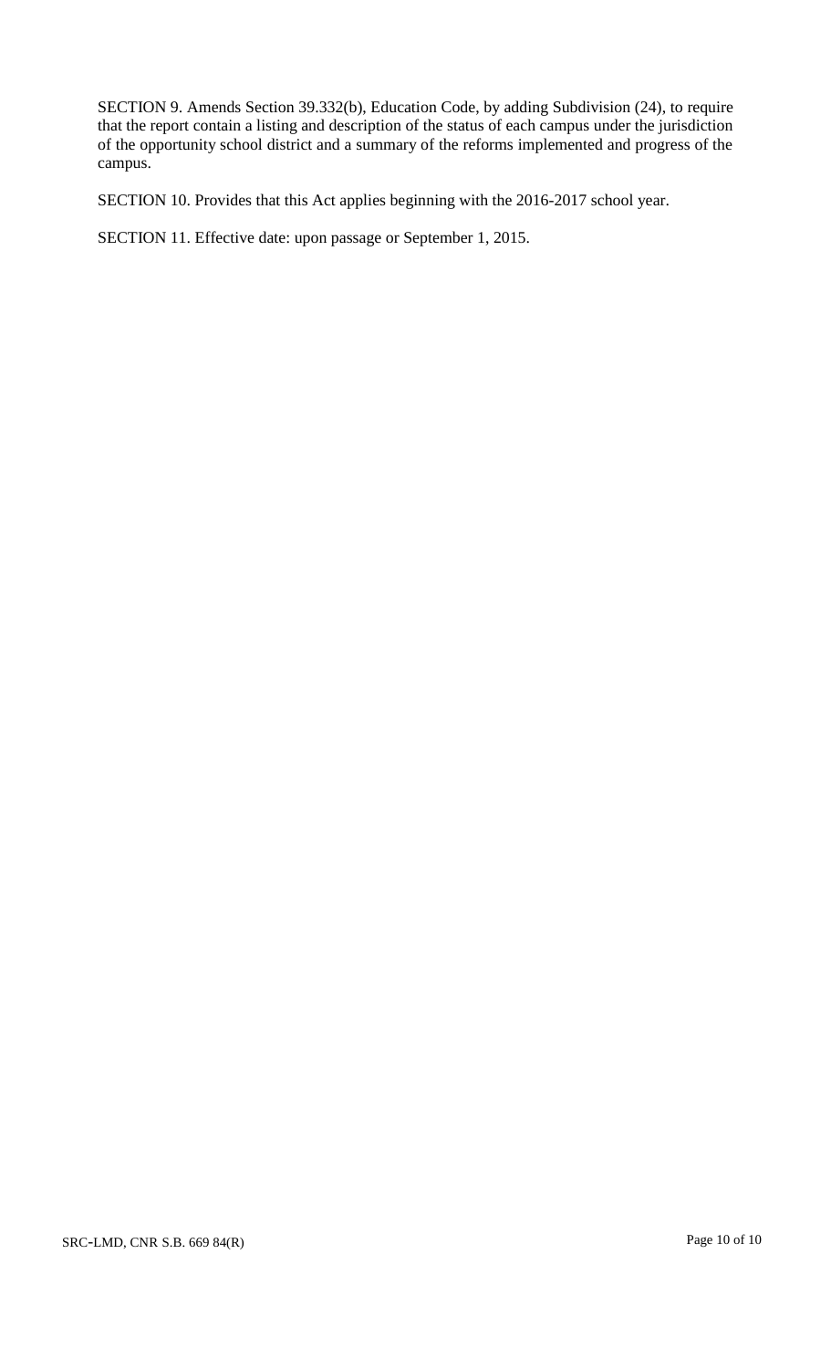SECTION 9. Amends Section 39.332(b), Education Code, by adding Subdivision (24), to require that the report contain a listing and description of the status of each campus under the jurisdiction of the opportunity school district and a summary of the reforms implemented and progress of the campus.

SECTION 10. Provides that this Act applies beginning with the 2016-2017 school year.

SECTION 11. Effective date: upon passage or September 1, 2015.